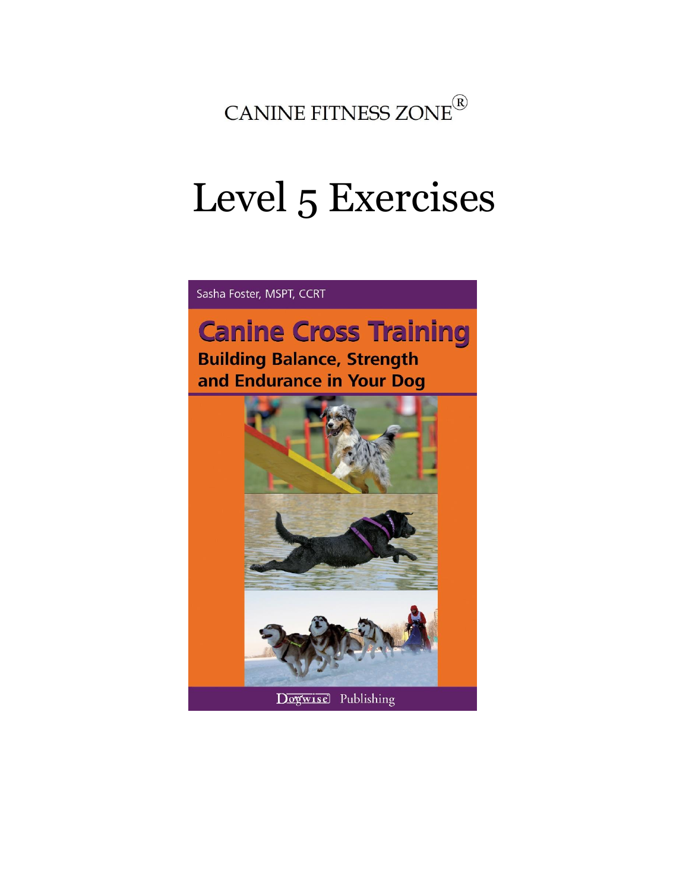CANINE FITNESS ZONE®

# Level 5 Exercises

Sasha Foster, MSPT, CCRT

## Canine Cross Training

**Building Balance, Strength and Endurance in Your Dog**

Dogwise Publishing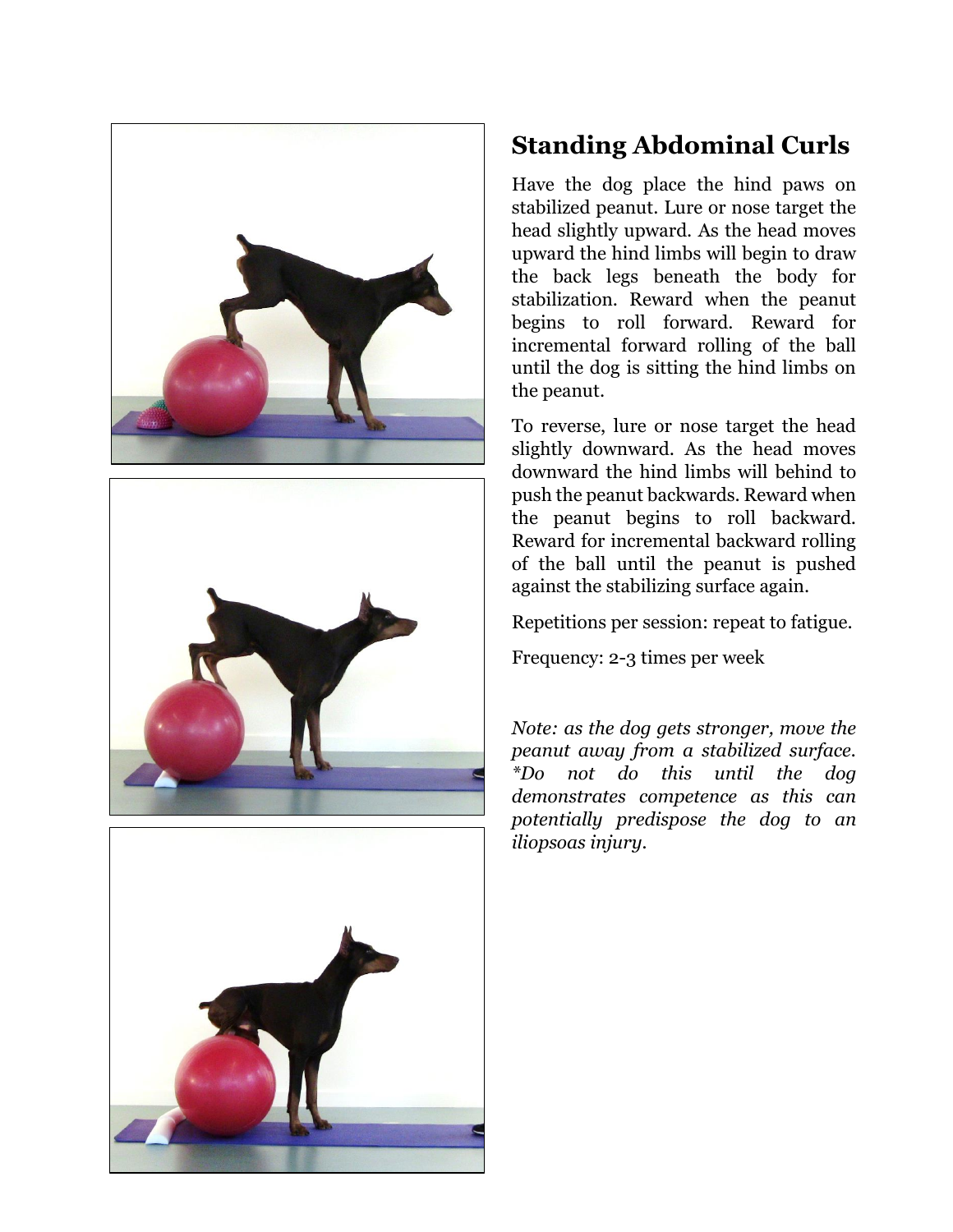## Standing Abdominal Curls

Have the dog place the hind paws on stabilized peanut. Lure or nose target the head slightly upward. As the head moves upward the hind limbs will begin to draw the back legs beneath the body for stabilization. Reward when the peanut begins to roll forward. Reward for incremental forward rolling of the ball until the dog is sitting the hind limbs on the peanut.

To reverse, lure or nose target the head slightly downward. As the head moves downward the hind limbs will behind to push the peanut backwards. Reward when the peanut begins to roll backward. Reward for incremental backward rolling of the ball until the peanut is pushed against the stabilizing surface again.

Repetitions per session: repeat to fatigue.

Frequency: 2-3 times per week

*Note: as the dog gets stronger, move the peanut away from a stabilized surface. *Do not do this until the dog demonstrates competence as this can potentially predispose the dog to an iliopsoas injury.*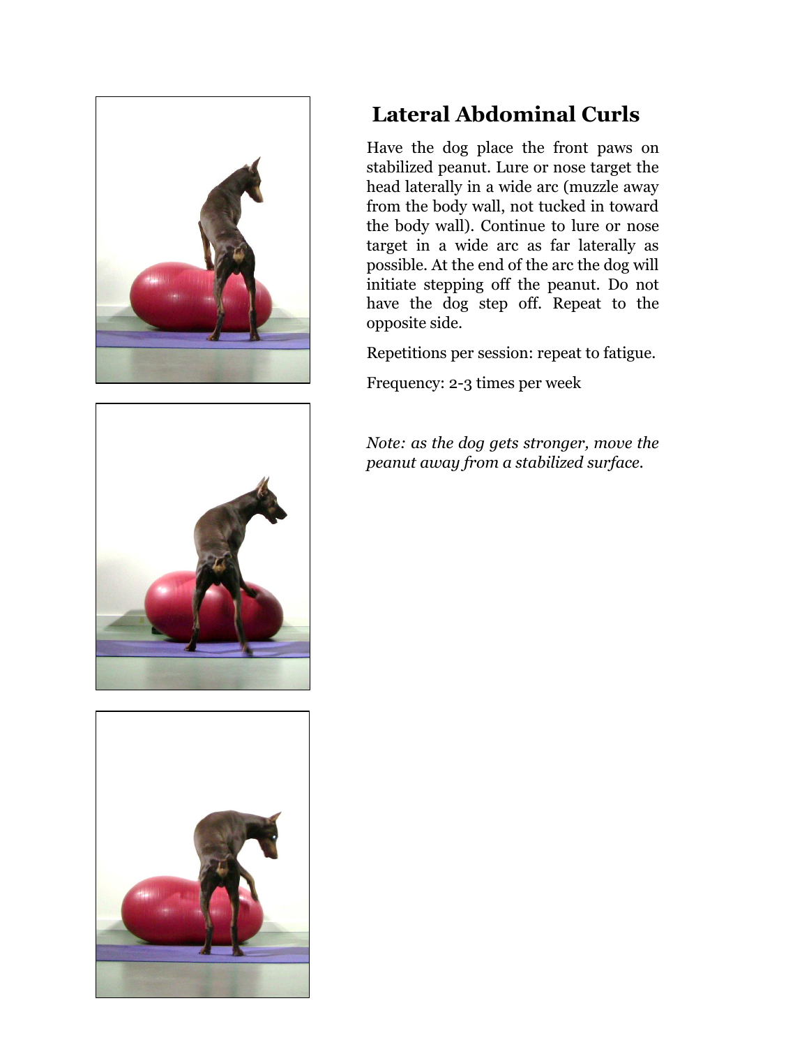## Lateral Abdominal Curls

Have the dog place the front paws on stabilized peanut. Lure or nose target the head laterally in a wide arc (muzzle away from the body wall, not tucked in toward the body wall). Continue to lure or nose target in a wide arc as far laterally as possible. At the end of the arc the dog will initiate stepping off the peanut. Do not have the dog step off. Repeat to the opposite side.

Repetitions per session: repeat to fatigue.

Frequency: 2-3 times per week

*Note: as the dog gets stronger, move the peanut away from a stabilized surface.*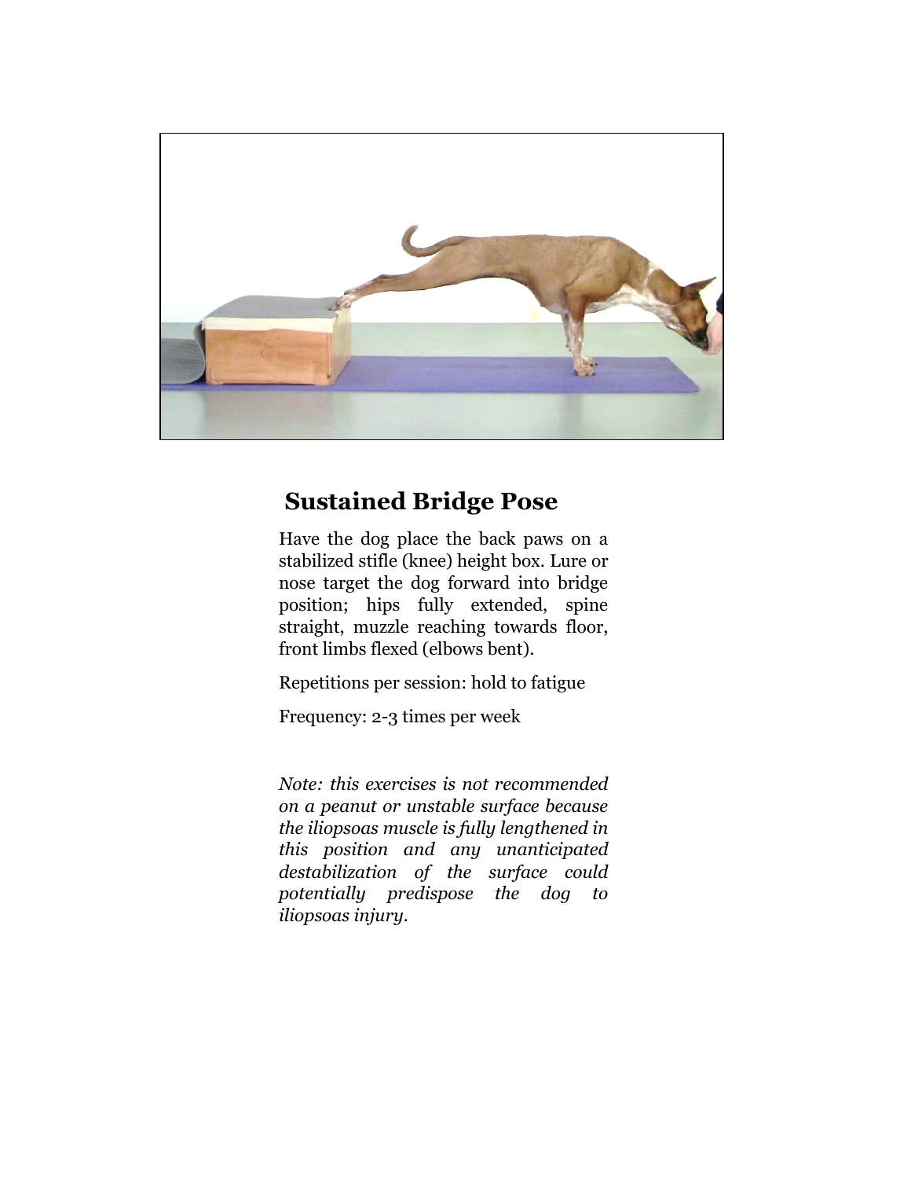## Sustained Bridge Pose

Have the dog place the back paws on a stabilized stifle (knee) height box. Lure or nose target the dog forward into bridge position; hips fully extended, spine straight, muzzle reaching towards floor, front limbs flexed (elbows bent).

Repetitions per session: hold to fatigue

Frequency: 2-3 times per week

*Note: this exercises is not recommended on a peanut or unstable surface because the iliopsoas muscle is fully lengthened in this position and any unanticipated destabilization of the surface could potentially predispose the dog to iliopsoas injury.*